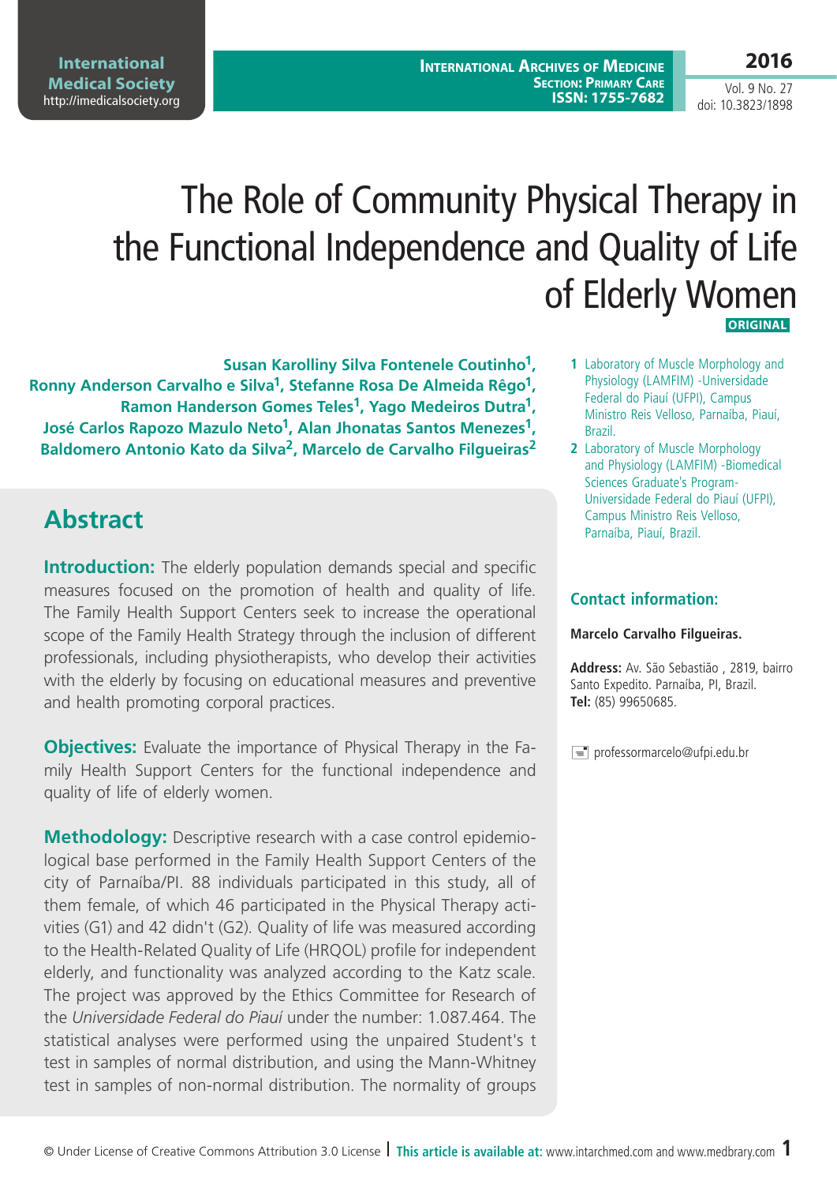# The Role of Community Physical Therapy in the Functional Independence and Quality of Life of Elderly Women

**ORIGINAL**

**Susan Karolliny Silva Fontenele Coutinho[1], Ronny Anderson Carvalho e Silva[1], Stefanne Rosa De Almeida Rêgo[1], Ramon Handerson Gomes Teles[1], Yago Medeiros Dutra[1], José Carlos Rapozo Mazulo Neto[1], Alan Jhonatas Santos Menezes[1], Baldomero Antonio Kato da Silva[2], Marcelo de Carvalho Filgueiras[2]**

1 Laboratory of Muscle Morphology and Physiology (LAMFIM) -Universidade Federal do Piauí (UFPI), Campus Ministro Reis Velloso, Parnaíba, Piauí, Brazil.

2 Laboratory of Muscle Morphology and Physiology (LAMFIM) -Biomedical Sciences Graduate's Program-Universidade Federal do Piauí (UFPI), Campus Ministro Reis Velloso, Parnaíba, Piauí, Brazil.

### Contact information:

**Marcelo Carvalho Filgueiras.**

**Address:** Av. São Sebastião , 2819, bairro Santo Expedito. Parnaíba, PI, Brazil.
**Tel:** (85) 99650685.

professormarcelo@ufpi.edu.br

## Abstract

**Introduction:** The elderly population demands special and specific measures focused on the promotion of health and quality of life. The Family Health Support Centers seek to increase the operational scope of the Family Health Strategy through the inclusion of different professionals, including physiotherapists, who develop their activities with the elderly by focusing on educational measures and preventive and health promoting corporal practices.

**Objectives:** Evaluate the importance of Physical Therapy in the Family Health Support Centers for the functional independence and quality of life of elderly women.

**Methodology:** Descriptive research with a case control epidemiological base performed in the Family Health Support Centers of the city of Parnaíba/PI. 88 individuals participated in this study, all of them female, of which 46 participated in the Physical Therapy activities (G1) and 42 didn't (G2). Quality of life was measured according to the Health-Related Quality of Life (HRQOL) profile for independent elderly, and functionality was analyzed according to the Katz scale. The project was approved by the Ethics Committee for Research of the *Universidade Federal do Piauí* under the number: 1.087.464. The statistical analyses were performed using the unpaired Student's t test in samples of normal distribution, and using the Mann-Whitney test in samples of non-normal distribution. The normality of groups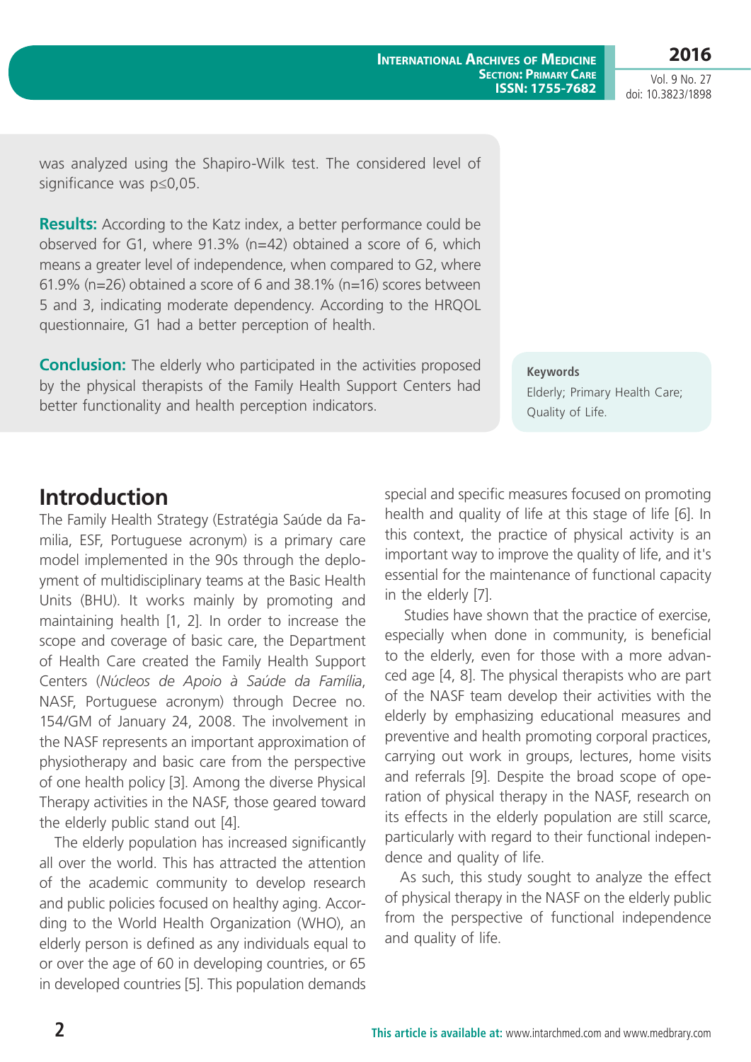was analyzed using the Shapiro-Wilk test. The considered level of significance was p≤0,05.

**Results:** According to the Katz index, a better performance could be observed for G1, where 91.3% (n=42) obtained a score of 6, which means a greater level of independence, when compared to G2, where 61.9% (n=26) obtained a score of 6 and 38.1% (n=16) scores between 5 and 3, indicating moderate dependency. According to the HRQOL questionnaire, G1 had a better perception of health.

**Conclusion:** The elderly who participated in the activities proposed by the physical therapists of the Family Health Support Centers had better functionality and health perception indicators.

**Keywords**

Elderly; Primary Health Care; Quality of Life.

## Introduction

The Family Health Strategy (Estratégia Saúde da Familia, ESF, Portuguese acronym) is a primary care model implemented in the 90s through the deployment of multidisciplinary teams at the Basic Health Units (BHU). It works mainly by promoting and maintaining health [1, 2]. In order to increase the scope and coverage of basic care, the Department of Health Care created the Family Health Support Centers (*Núcleos de Apoio à Saúde da Família*, NASF, Portuguese acronym) through Decree no. 154/GM of January 24, 2008. The involvement in the NASF represents an important approximation of physiotherapy and basic care from the perspective of one health policy [3]. Among the diverse Physical Therapy activities in the NASF, those geared toward the elderly public stand out [4].

The elderly population has increased significantly all over the world. This has attracted the attention of the academic community to develop research and public policies focused on healthy aging. According to the World Health Organization (WHO), an elderly person is defined as any individuals equal to or over the age of 60 in developing countries, or 65 in developed countries [5]. This population demands special and specific measures focused on promoting health and quality of life at this stage of life [6]. In this context, the practice of physical activity is an important way to improve the quality of life, and it's essential for the maintenance of functional capacity in the elderly [7].

Studies have shown that the practice of exercise, especially when done in community, is beneficial to the elderly, even for those with a more advanced age [4, 8]. The physical therapists who are part of the NASF team develop their activities with the elderly by emphasizing educational measures and preventive and health promoting corporal practices, carrying out work in groups, lectures, home visits and referrals [9]. Despite the broad scope of operation of physical therapy in the NASF, research on its effects in the elderly population are still scarce, particularly with regard to their functional independence and quality of life.

As such, this study sought to analyze the effect of physical therapy in the NASF on the elderly public from the perspective of functional independence and quality of life.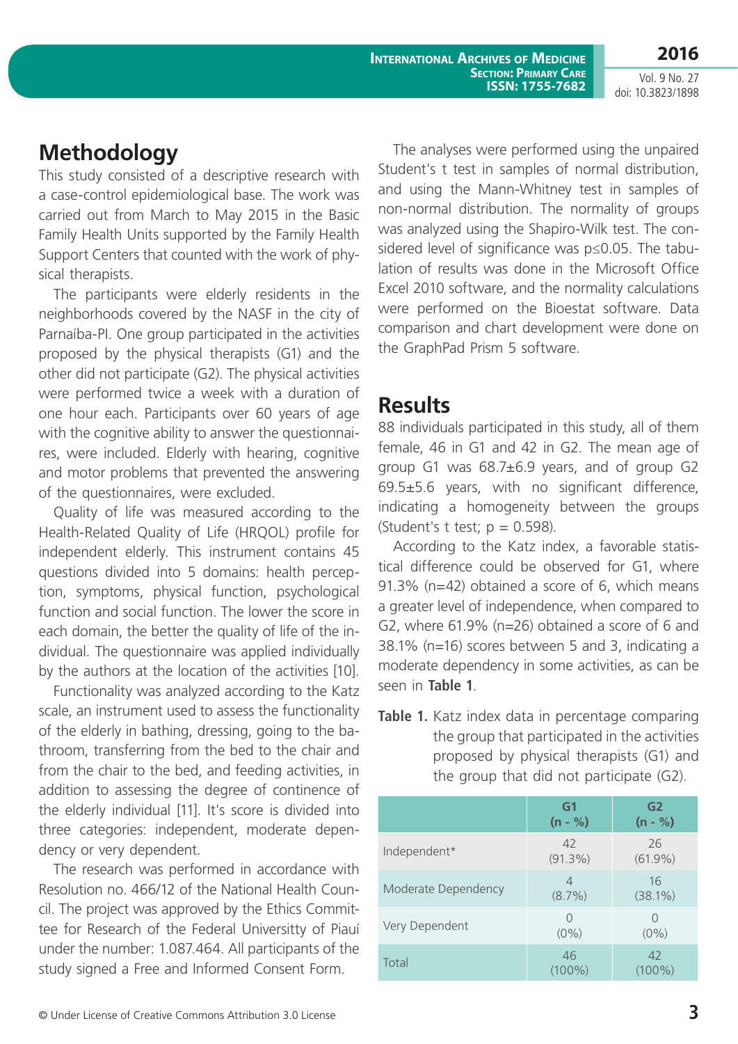## Methodology

This study consisted of a descriptive research with a case-control epidemiological base. The work was carried out from March to May 2015 in the Basic Family Health Units supported by the Family Health Support Centers that counted with the work of physical therapists.

The participants were elderly residents in the neighborhoods covered by the NASF in the city of Parnaíba-PI. One group participated in the activities proposed by the physical therapists (G1) and the other did not participate (G2). The physical activities were performed twice a week with a duration of one hour each. Participants over 60 years of age with the cognitive ability to answer the questionnaires, were included. Elderly with hearing, cognitive and motor problems that prevented the answering of the questionnaires, were excluded.

Quality of life was measured according to the Health-Related Quality of Life (HRQOL) profile for independent elderly. This instrument contains 45 questions divided into 5 domains: health perception, symptoms, physical function, psychological function and social function. The lower the score in each domain, the better the quality of life of the individual. The questionnaire was applied individually by the authors at the location of the activities [10].

Functionality was analyzed according to the Katz scale, an instrument used to assess the functionality of the elderly in bathing, dressing, going to the bathroom, transferring from the bed to the chair and from the chair to the bed, and feeding activities, in addition to assessing the degree of continence of the elderly individual [11]. It's score is divided into three categories: independent, moderate dependency or very dependent.

The research was performed in accordance with Resolution no. 466/12 of the National Health Council. The project was approved by the Ethics Committee for Research of the Federal Universitty of Piauí under the number: 1.087.464. All participants of the study signed a Free and Informed Consent Form.

The analyses were performed using the unpaired Student's t test in samples of normal distribution, and using the Mann-Whitney test in samples of non-normal distribution. The normality of groups was analyzed using the Shapiro-Wilk test. The considered level of significance was $p \leq 0.05$. The tabulation of results was done in the Microsoft Office Excel 2010 software, and the normality calculations were performed on the Bioestat software. Data comparison and chart development were done on the GraphPad Prism 5 software.

## Results

88 individuals participated in this study, all of them female, 46 in G1 and 42 in G2. The mean age of group G1 was 68.7±6.9 years, and of group G2 69.5±5.6 years, with no significant difference, indicating a homogeneity between the groups (Student's t test; $p = 0.598$).

According to the Katz index, a favorable statistical difference could be observed for G1, where 91.3% (n=42) obtained a score of 6, which means a greater level of independence, when compared to G2, where 61.9% (n=26) obtained a score of 6 and 38.1% (n=16) scores between 5 and 3, indicating a moderate dependency in some activities, as can be seen in **Table 1**.

**Table 1.** Katz index data in percentage comparing the group that participated in the activities proposed by physical therapists (G1) and the group that did not participate (G2).

| | G1 (n - %) | G2 (n - %) |
|---|---|---|
| Independent* | 42 (91.3%) | 26 (61.9%) |
| Moderate Dependency | 4 (8.7%) | 16 (38.1%) |
| Very Dependent | 0 (0%) | 0 (0%) |
| Total | 46 (100%) | 42 (100%) |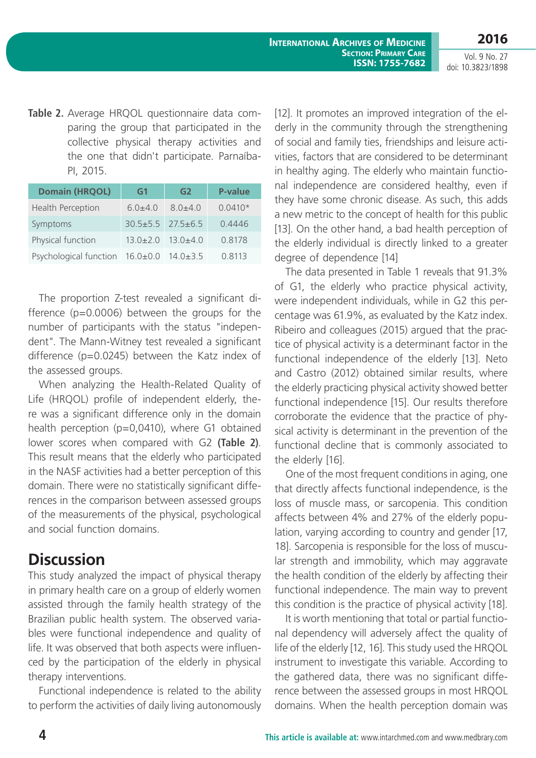**Table 2.** Average HRQOL questionnaire data comparing the group that participated in the collective physical therapy activities and the one that didn't participate. Parnaíba-PI, 2015.

| Domain (HRQOL) | G1 | G2 | P-value |
|---|---|---|---|
| Health Perception | 6.0±4.0 | 8.0±4.0 | 0.0410* |
| Symptoms | 30.5±5.5 | 27.5±6.5 | 0.4446 |
| Physical function | 13.0±2.0 | 13.0±4.0 | 0.8178 |
| Psychological function | 16.0±0.0 | 14.0±3.5 | 0.8113 |

The proportion Z-test revealed a significant difference (p=0.0006) between the groups for the number of participants with the status "independent". The Mann-Witney test revealed a significant difference (p=0.0245) between the Katz index of the assessed groups.

When analyzing the Health-Related Quality of Life (HRQOL) profile of independent elderly, there was a significant difference only in the domain health perception (p=0,0410), where G1 obtained lower scores when compared with G2 **(Table 2)**. This result means that the elderly who participated in the NASF activities had a better perception of this domain. There were no statistically significant differences in the comparison between assessed groups of the measurements of the physical, psychological and social function domains.

## Discussion

This study analyzed the impact of physical therapy in primary health care on a group of elderly women assisted through the family health strategy of the Brazilian public health system. The observed variables were functional independence and quality of life. It was observed that both aspects were influenced by the participation of the elderly in physical therapy interventions.

Functional independence is related to the ability to perform the activities of daily living autonomously [12]. It promotes an improved integration of the elderly in the community through the strengthening of social and family ties, friendships and leisure activities, factors that are considered to be determinant in healthy aging. The elderly who maintain functional independence are considered healthy, even if they have some chronic disease. As such, this adds a new metric to the concept of health for this public [13]. On the other hand, a bad health perception of the elderly individual is directly linked to a greater degree of dependence [14]

The data presented in Table 1 reveals that 91.3% of G1, the elderly who practice physical activity, were independent individuals, while in G2 this percentage was 61.9%, as evaluated by the Katz index. Ribeiro and colleagues (2015) argued that the practice of physical activity is a determinant factor in the functional independence of the elderly [13]. Neto and Castro (2012) obtained similar results, where the elderly practicing physical activity showed better functional independence [15]. Our results therefore corroborate the evidence that the practice of physical activity is determinant in the prevention of the functional decline that is commonly associated to the elderly [16].

One of the most frequent conditions in aging, one that directly affects functional independence, is the loss of muscle mass, or sarcopenia. This condition affects between 4% and 27% of the elderly population, varying according to country and gender [17, 18]. Sarcopenia is responsible for the loss of muscular strength and immobility, which may aggravate the health condition of the elderly by affecting their functional independence. The main way to prevent this condition is the practice of physical activity [18].

It is worth mentioning that total or partial functional dependency will adversely affect the quality of life of the elderly [12, 16]. This study used the HRQOL instrument to investigate this variable. According to the gathered data, there was no significant difference between the assessed groups in most HRQOL domains. When the health perception domain was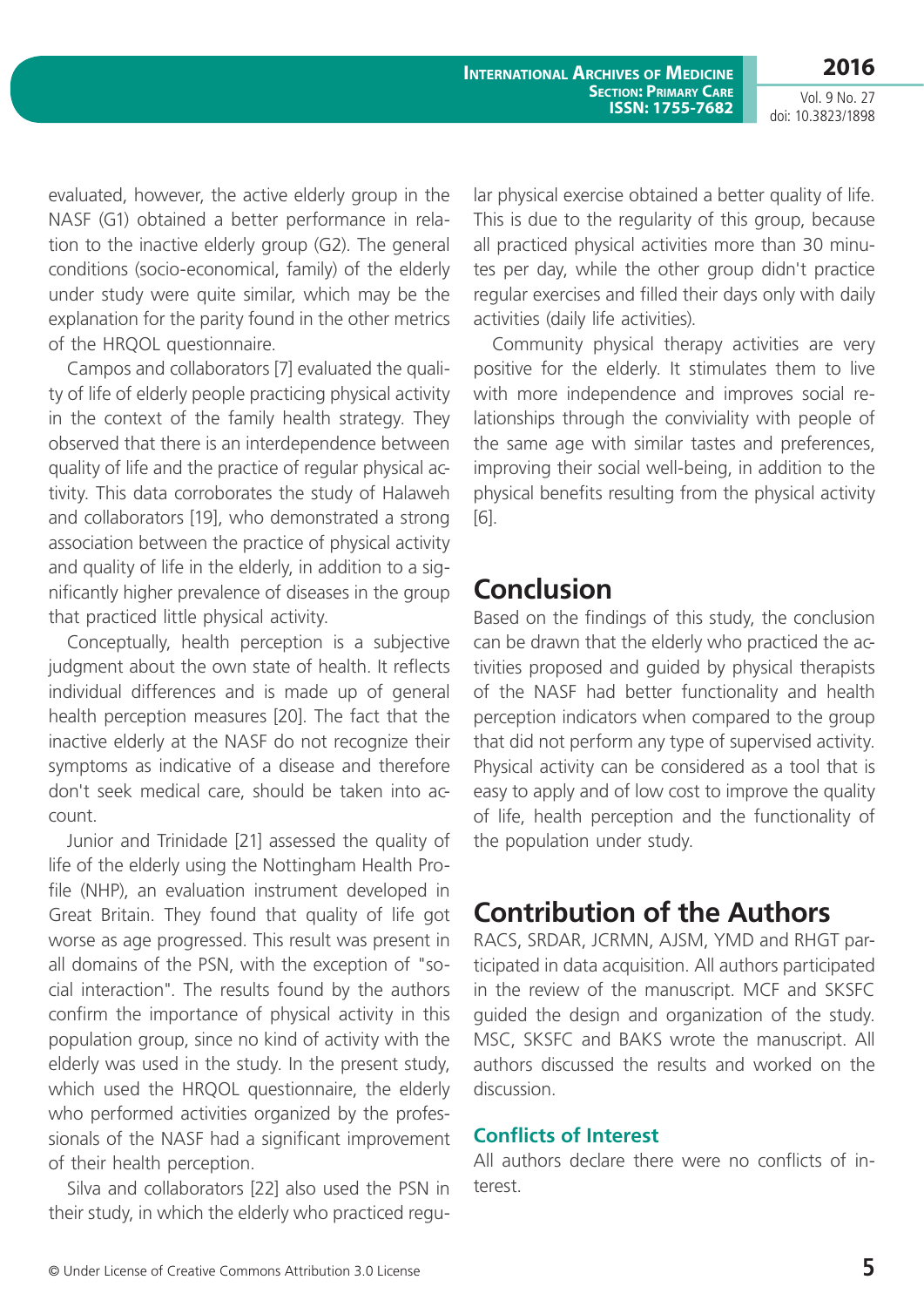evaluated, however, the active elderly group in the NASF (G1) obtained a better performance in relation to the inactive elderly group (G2). The general conditions (socio-economical, family) of the elderly under study were quite similar, which may be the explanation for the parity found in the other metrics of the HRQOL questionnaire.

Campos and collaborators [7] evaluated the quality of life of elderly people practicing physical activity in the context of the family health strategy. They observed that there is an interdependence between quality of life and the practice of regular physical activity. This data corroborates the study of Halaweh and collaborators [19], who demonstrated a strong association between the practice of physical activity and quality of life in the elderly, in addition to a significantly higher prevalence of diseases in the group that practiced little physical activity.

Conceptually, health perception is a subjective judgment about the own state of health. It reflects individual differences and is made up of general health perception measures [20]. The fact that the inactive elderly at the NASF do not recognize their symptoms as indicative of a disease and therefore don't seek medical care, should be taken into account.

Junior and Trinidade [21] assessed the quality of life of the elderly using the Nottingham Health Profile (NHP), an evaluation instrument developed in Great Britain. They found that quality of life got worse as age progressed. This result was present in all domains of the PSN, with the exception of "social interaction". The results found by the authors confirm the importance of physical activity in this population group, since no kind of activity with the elderly was used in the study. In the present study, which used the HRQOL questionnaire, the elderly who performed activities organized by the professionals of the NASF had a significant improvement of their health perception.

Silva and collaborators [22] also used the PSN in their study, in which the elderly who practiced regular physical exercise obtained a better quality of life. This is due to the regularity of this group, because all practiced physical activities more than 30 minutes per day, while the other group didn't practice regular exercises and filled their days only with daily activities (daily life activities).

Community physical therapy activities are very positive for the elderly. It stimulates them to live with more independence and improves social relationships through the conviviality with people of the same age with similar tastes and preferences, improving their social well-being, in addition to the physical benefits resulting from the physical activity [6].

## Conclusion

Based on the findings of this study, the conclusion can be drawn that the elderly who practiced the activities proposed and guided by physical therapists of the NASF had better functionality and health perception indicators when compared to the group that did not perform any type of supervised activity. Physical activity can be considered as a tool that is easy to apply and of low cost to improve the quality of life, health perception and the functionality of the population under study.

## Contribution of the Authors

RACS, SRDAR, JCRMN, AJSM, YMD and RHGT participated in data acquisition. All authors participated in the review of the manuscript. MCF and SKSFC guided the design and organization of the study. MSC, SKSFC and BAKS wrote the manuscript. All authors discussed the results and worked on the discussion.

### Conflicts of Interest

All authors declare there were no conflicts of interest.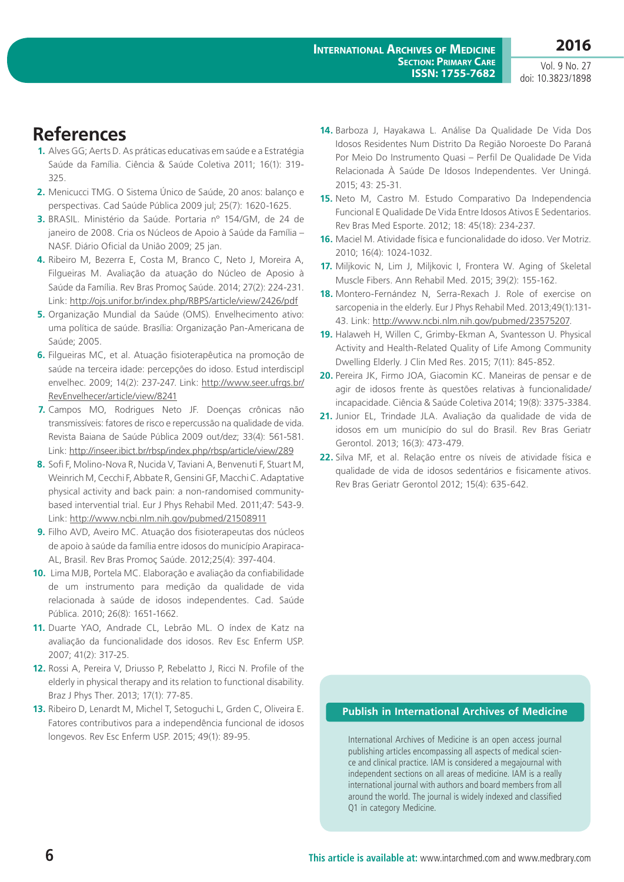# References

1. Alves GG; Aerts D. As práticas educativas em saúde e a Estratégia Saúde da Família. Ciência & Saúde Coletiva 2011; 16(1): 319-325.
2. Menicucci TMG. O Sistema Único de Saúde, 20 anos: balanço e perspectivas. Cad Saúde Pública 2009 jul; 25(7): 1620-1625.
3. BRASIL. Ministério da Saúde. Portaria nº 154/GM, de 24 de janeiro de 2008. Cria os Núcleos de Apoio à Saúde da Família – NASF. Diário Oficial da União 2009; 25 jan.
4. Ribeiro M, Bezerra E, Costa M, Branco C, Neto J, Moreira A, Filgueiras M. Avaliação da atuação do Núcleo de Apoio à Saúde da Família. Rev Bras Promoç Saúde. 2014; 27(2): 224-231. Link: http://ojs.unifor.br/index.php/RBPS/article/view/2426/pdf
5. Organização Mundial da Saúde (OMS). Envelhecimento ativo: uma política de saúde. Brasília: Organização Pan-Americana de Saúde; 2005.
6. Filgueiras MC, et al. Atuação fisioterapêutica na promoção de saúde na terceira idade: percepções do idoso. Estud interdiscipl envelhec. 2009; 14(2): 237-247. Link: http://www.seer.ufrgs.br/RevEnvelhecer/article/view/8241
7. Campos MO, Rodrigues Neto JF. Doenças crônicas não transmissíveis: fatores de risco e repercussão na qualidade de vida. Revista Baiana de Saúde Pública 2009 out/dez; 33(4): 561-581. Link: http://inseer.ibict.br/rbsp/index.php/rbsp/article/view/289
8. Sofi F, Molino-Nova R, Nucida V, Taviani A, Benvenuti F, Stuart M, Weinrich M, Cecchi F, Abbate R, Gensini GF, Macchi C. Adaptative physical activity and back pain: a non-randomised community-based intervential trial. Eur J Phys Rehabil Med. 2011;47: 543-9. Link: http://www.ncbi.nlm.nih.gov/pubmed/21508911
9. Filho AVD, Aveiro MC. Atuação dos fisioterapeutas dos núcleos de apoio à saúde da família entre idosos do município Arapiraca-AL, Brasil. Rev Bras Promoç Saúde. 2012;25(4): 397-404.
10. Lima MJB, Portela MC. Elaboração e avaliação da confiabilidade de um instrumento para medição da qualidade de vida relacionada à saúde de idosos independentes. Cad. Saúde Pública. 2010; 26(8): 1651-1662.
11. Duarte YAO, Andrade CL, Lebrão ML. O índex de Katz na avaliação da funcionalidade dos idosos. Rev Esc Enferm USP. 2007; 41(2): 317-25.
12. Rossi A, Pereira V, Driusso P, Rebelatto J, Ricci N. Profile of the elderly in physical therapy and its relation to functional disability. Braz J Phys Ther. 2013; 17(1): 77-85.
13. Ribeiro D, Lenardt M, Michel T, Setoguchi L, Grden C, Oliveira E. Fatores contributivos para a independência funcional de idosos longevos. Rev Esc Enferm USP. 2015; 49(1): 89-95.
14. Barboza J, Hayakawa L. Análise Da Qualidade De Vida Dos Idosos Residentes Num Distrito Da Região Noroeste Do Paraná Por Meio Do Instrumento Quasi – Perfil De Qualidade De Vida Relacionada À Saúde De Idosos Independentes. Ver Uningá. 2015; 43: 25-31.
15. Neto M, Castro M. Estudo Comparativo Da Independencia Funcional E Qualidade De Vida Entre Idosos Ativos E Sedentarios. Rev Bras Med Esporte. 2012; 18: 45(18): 234-237.
16. Maciel M. Atividade física e funcionalidade do idoso. Ver Motriz. 2010; 16(4): 1024-1032.
17. Miljkovic N, Lim J, Miljkovic I, Frontera W. Aging of Skeletal Muscle Fibers. Ann Rehabil Med. 2015; 39(2): 155-162.
18. Montero-Fernández N, Serra-Rexach J. Role of exercise on sarcopenia in the elderly. Eur J Phys Rehabil Med. 2013;49(1):131-43. Link: http://www.ncbi.nlm.nih.gov/pubmed/23575207.
19. Halaweh H, Willen C, Grimby-Ekman A, Svantesson U. Physical Activity and Health-Related Quality of Life Among Community Dwelling Elderly. J Clin Med Res. 2015; 7(11): 845-852.
20. Pereira JK, Firmo JOA, Giacomin KC. Maneiras de pensar e de agir de idosos frente às questões relativas à funcionalidade/incapacidade. Ciência & Saúde Coletiva 2014; 19(8): 3375-3384.
21. Junior EL, Trindade JLA. Avaliação da qualidade de vida de idosos em um município do sul do Brasil. Rev Bras Geriatr Gerontol. 2013; 16(3): 473-479.
22. Silva MF, et al. Relação entre os níveis de atividade física e qualidade de vida de idosos sedentários e fisicamente ativos. Rev Bras Geriatr Gerontol 2012; 15(4): 635-642.

**Publish in International Archives of Medicine**

International Archives of Medicine is an open access journal publishing articles encompassing all aspects of medical science and clinical practice. IAM is considered a megajournal with independent sections on all areas of medicine. IAM is a really international journal with authors and board members from all around the world. The journal is widely indexed and classified Q1 in category Medicine.